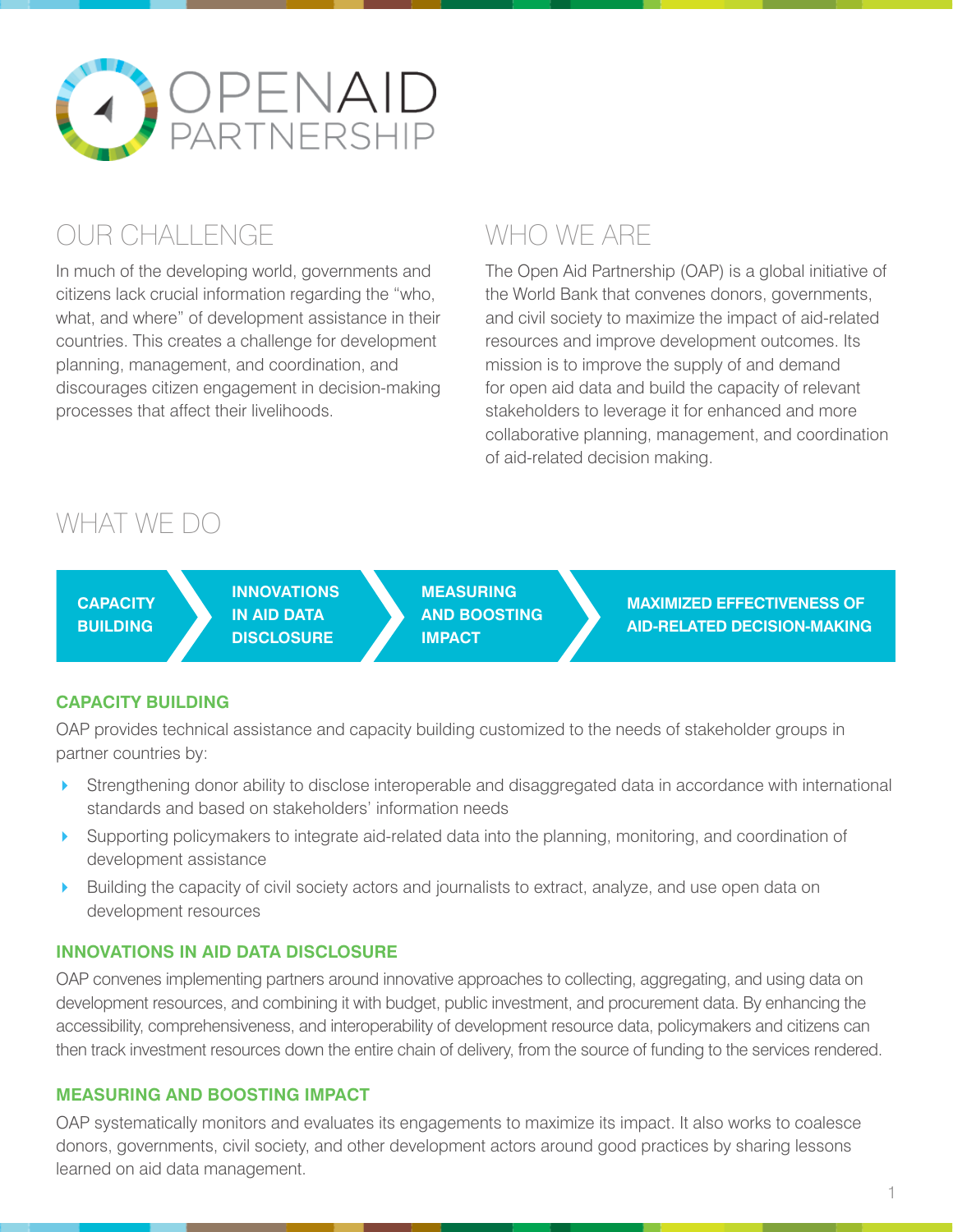# OPENAID PARTNERSHIP

## OUR CHALLENGE

In much of the developing world, governments and citizens lack crucial information regarding the "who, what, and where" of development assistance in their countries. This creates a challenge for development planning, management, and coordination, and discourages citizen engagement in decision-making processes that affect their livelihoods.

## WHO WE ARE

The Open Aid Partnership (OAP) is a global initiative of the World Bank that convenes donors, governments, and civil society to maximize the impact of aid-related resources and improve development outcomes. Its mission is to improve the supply of and demand for open aid data and build the capacity of relevant stakeholders to leverage it for enhanced and more collaborative planning, management, and coordination of aid-related decision making.

## WHAT WE DO

**CAPACITY BUILDING** → **INNOVATIONS IN AID DATA DISCLOSURE** → **MEASURING AND BOOSTING IMPACT** → **MAXIMIZED EFFECTIVENESS OF AID-RELATED DECISION-MAKING**

### CAPACITY BUILDING

OAP provides technical assistance and capacity building customized to the needs of stakeholder groups in partner countries by:

- Strengthening donor ability to disclose interoperable and disaggregated data in accordance with international standards and based on stakeholders' information needs
- Supporting policymakers to integrate aid-related data into the planning, monitoring, and coordination of development assistance
- Building the capacity of civil society actors and journalists to extract, analyze, and use open data on development resources

### INNOVATIONS IN AID DATA DISCLOSURE

OAP convenes implementing partners around innovative approaches to collecting, aggregating, and using data on development resources, and combining it with budget, public investment, and procurement data. By enhancing the accessibility, comprehensiveness, and interoperability of development resource data, policymakers and citizens can then track investment resources down the entire chain of delivery, from the source of funding to the services rendered.

### MEASURING AND BOOSTING IMPACT

OAP systematically monitors and evaluates its engagements to maximize its impact. It also works to coalesce donors, governments, civil society, and other development actors around good practices by sharing lessons learned on aid data management.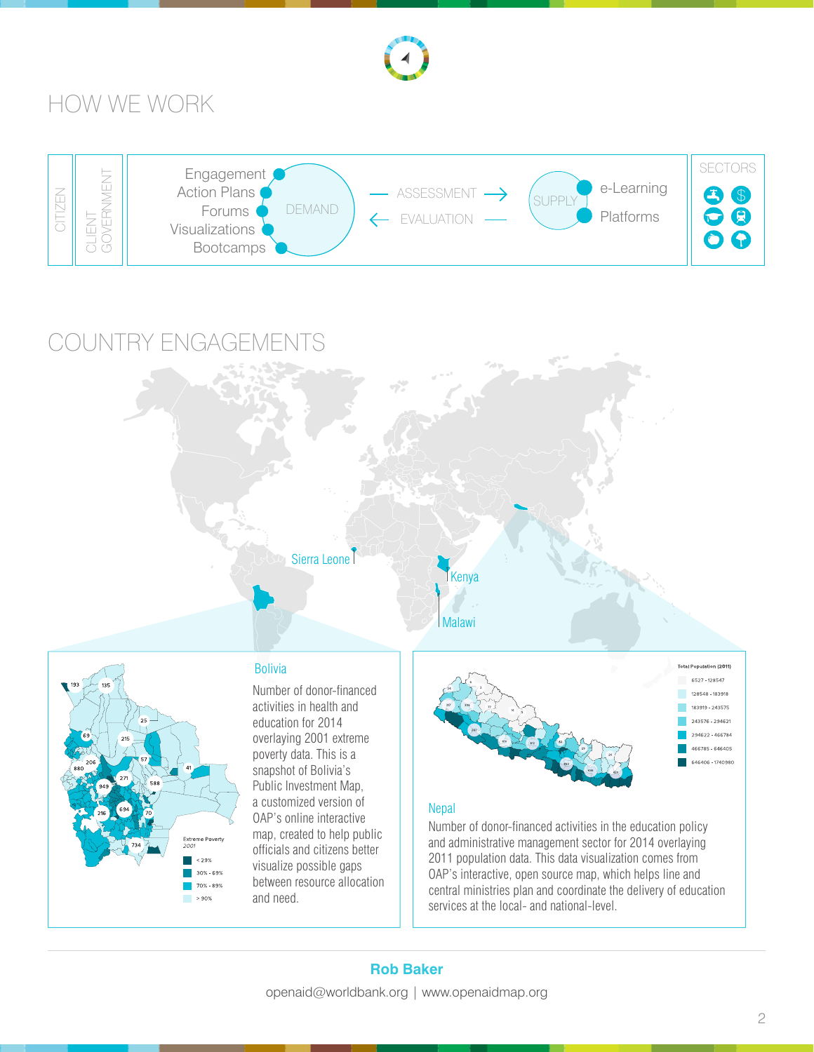# HOW WE WORK

CITIZEN

CLIENT GOVERNMENT

Engagement
Action Plans
Forums
Visualizations
Bootcamps

DEMAND

ASSESSMENT →

← EVALUATION

SUPPLY

e-Learning
Platforms

SECTORS

# COUNTRY ENGAGEMENTS

Sierra Leone
Kenya
Malawi

### Bolivia

Number of donor-financed activities in health and education for 2014 overlaying 2001 extreme poverty data. This is a snapshot of Bolivia's Public Investment Map, a customized version of OAP's online interactive map, created to help public officials and citizens better visualize possible gaps between resource allocation and need.

Extreme Poverty
2001
< 29%
30% - 69%
70% - 89%
> 90%

### Nepal

Number of donor-financed activities in the education policy and administrative management sector for 2014 overlaying 2011 population data. This data visualization comes from OAP's interactive, open source map, which helps line and central ministries plan and coordinate the delivery of education services at the local- and national-level.

Total Population (2011)
6527 - 128547
128548 - 183918
183919 - 243575
243576 - 294621
294622 - 466784
466785 - 646405
646406 - 1740980

**Rob Baker**

openaid@worldbank.org | www.openaidmap.org